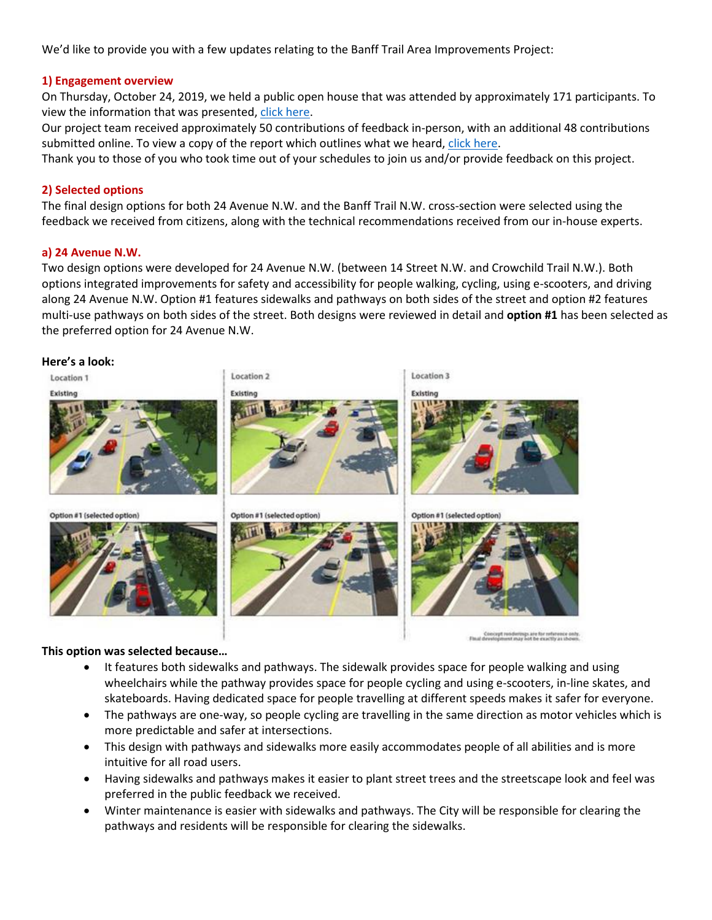We'd like to provide you with a few updates relating to the Banff Trail Area Improvements Project:

## 1) Engagement overview

On Thursday, October 24, 2019, we held a public open house that was attended by approximately 171 participants. To view the information that was presented, click here.

Our project team received approximately 50 contributions of feedback in-person, with an additional 48 contributions submitted online. To view a copy of the report which outlines what we heard, click here.

Thank you to those of you who took time out of your schedules to join us and/or provide feedback on this project.

## 2) Selected options

The final design options for both 24 Avenue N.W. and the Banff Trail N.W. cross-section were selected using the feedback we received from citizens, along with the technical recommendations received from our in-house experts.

### a) 24 Avenue N.W.

Two design options were developed for 24 Avenue N.W. (between 14 Street N.W. and Crowchild Trail N.W.). Both options integrated improvements for safety and accessibility for people walking, cycling, using e-scooters, and driving along 24 Avenue N.W. Option #1 features sidewalks and pathways on both sides of the street and option #2 features multi-use pathways on both sides of the street. Both designs were reviewed in detail and **option #1** has been selected as the preferred option for 24 Avenue N.W.

**Here's a look:**

| Location 1 | Location 2 | Location 3 |
| --- | --- | --- |
| Existing | Existing | Existing |
| Option #1 (selected option) | Option #1 (selected option) | Option #1 (selected option) |

Concept renderings are for reference only. Final development may not be exactly as shown.

**This option was selected because…**

- It features both sidewalks and pathways. The sidewalk provides space for people walking and using wheelchairs while the pathway provides space for people cycling and using e-scooters, in-line skates, and skateboards. Having dedicated space for people travelling at different speeds makes it safer for everyone.
- The pathways are one-way, so people cycling are travelling in the same direction as motor vehicles which is more predictable and safer at intersections.
- This design with pathways and sidewalks more easily accommodates people of all abilities and is more intuitive for all road users.
- Having sidewalks and pathways makes it easier to plant street trees and the streetscape look and feel was preferred in the public feedback we received.
- Winter maintenance is easier with sidewalks and pathways. The City will be responsible for clearing the pathways and residents will be responsible for clearing the sidewalks.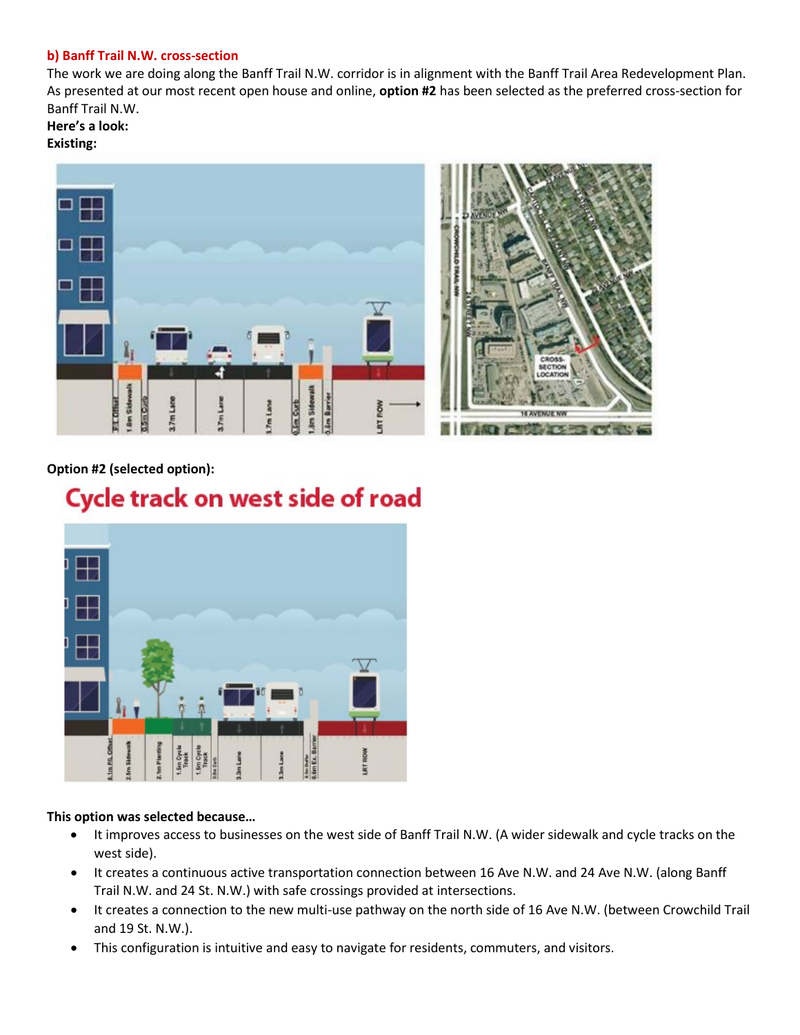**b) Banff Trail N.W. cross-section**

The work we are doing along the Banff Trail N.W. corridor is in alignment with the Banff Trail Area Redevelopment Plan. As presented at our most recent open house and online, **option #2** has been selected as the preferred cross-section for Banff Trail N.W.

**Here's a look:**

**Existing:**

**Option #2 (selected option):**

**This option was selected because…**

- It improves access to businesses on the west side of Banff Trail N.W. (A wider sidewalk and cycle tracks on the west side).
- It creates a continuous active transportation connection between 16 Ave N.W. and 24 Ave N.W. (along Banff Trail N.W. and 24 St. N.W.) with safe crossings provided at intersections.
- It creates a connection to the new multi-use pathway on the north side of 16 Ave N.W. (between Crowchild Trail and 19 St. N.W.).
- This configuration is intuitive and easy to navigate for residents, commuters, and visitors.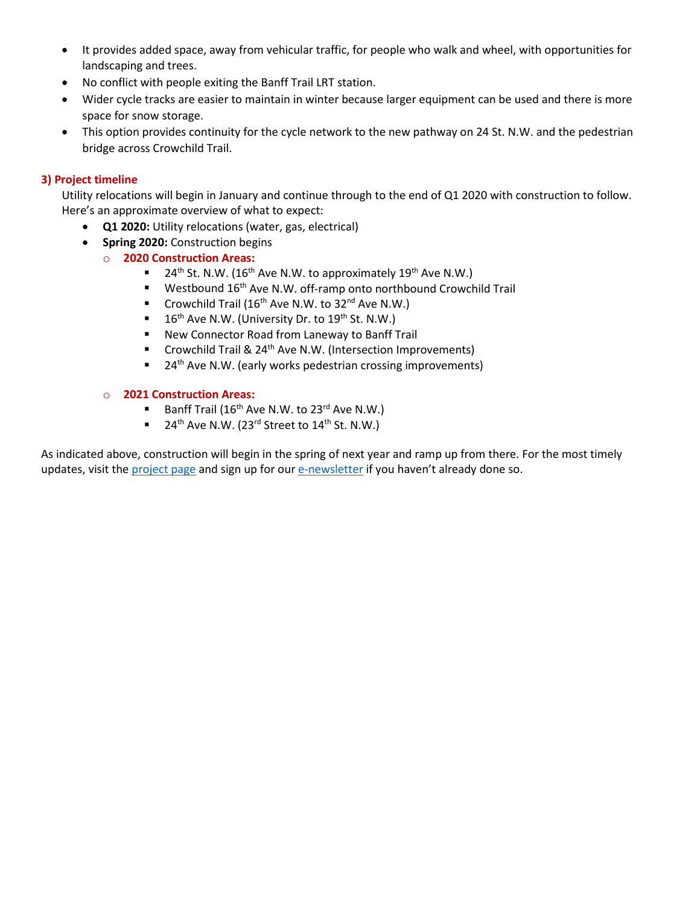- It provides added space, away from vehicular traffic, for people who walk and wheel, with opportunities for landscaping and trees.
- No conflict with people exiting the Banff Trail LRT station.
- Wider cycle tracks are easier to maintain in winter because larger equipment can be used and there is more space for snow storage.
- This option provides continuity for the cycle network to the new pathway on 24 St. N.W. and the pedestrian bridge across Crowchild Trail.

### 3) Project timeline

Utility relocations will begin in January and continue through to the end of Q1 2020 with construction to follow. Here's an approximate overview of what to expect:

- **Q1 2020:** Utility relocations (water, gas, electrical)
- **Spring 2020:** Construction begins
  - **2020 Construction Areas:**
    - 24th St. N.W. (16th Ave N.W. to approximately 19th Ave N.W.)
    - Westbound 16th Ave N.W. off-ramp onto northbound Crowchild Trail
    - Crowchild Trail (16th Ave N.W. to 32nd Ave N.W.)
    - 16th Ave N.W. (University Dr. to 19th St. N.W.)
    - New Connector Road from Laneway to Banff Trail
    - Crowchild Trail & 24th Ave N.W. (Intersection Improvements)
    - 24th Ave N.W. (early works pedestrian crossing improvements)
  - **2021 Construction Areas:**
    - Banff Trail (16th Ave N.W. to 23rd Ave N.W.)
    - 24th Ave N.W. (23rd Street to 14th St. N.W.)

As indicated above, construction will begin in the spring of next year and ramp up from there. For the most timely updates, visit the project page and sign up for our e-newsletter if you haven't already done so.